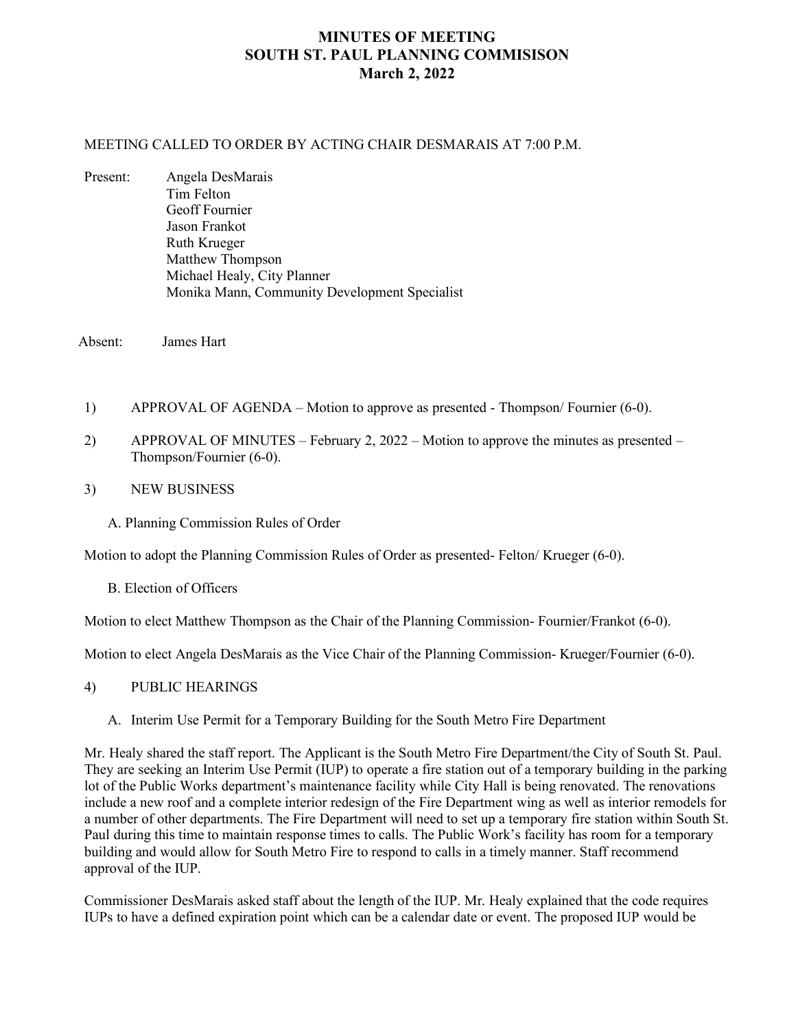# MINUTES OF MEETING
# SOUTH ST. PAUL PLANNING COMMISISON
# March 2, 2022

MEETING CALLED TO ORDER BY ACTING CHAIR DESMARAIS AT 7:00 P.M.

Present: Angela DesMarais
Tim Felton
Geoff Fournier
Jason Frankot
Ruth Krueger
Matthew Thompson
Michael Healy, City Planner
Monika Mann, Community Development Specialist

Absent: James Hart

1) APPROVAL OF AGENDA – Motion to approve as presented - Thompson/ Fournier (6-0).

2) APPROVAL OF MINUTES – February 2, 2022 – Motion to approve the minutes as presented – Thompson/Fournier (6-0).

3) NEW BUSINESS

A. Planning Commission Rules of Order

Motion to adopt the Planning Commission Rules of Order as presented- Felton/ Krueger (6-0).

B. Election of Officers

Motion to elect Matthew Thompson as the Chair of the Planning Commission- Fournier/Frankot (6-0).

Motion to elect Angela DesMarais as the Vice Chair of the Planning Commission- Krueger/Fournier (6-0).

4) PUBLIC HEARINGS

A. Interim Use Permit for a Temporary Building for the South Metro Fire Department

Mr. Healy shared the staff report. The Applicant is the South Metro Fire Department/the City of South St. Paul. They are seeking an Interim Use Permit (IUP) to operate a fire station out of a temporary building in the parking lot of the Public Works department's maintenance facility while City Hall is being renovated. The renovations include a new roof and a complete interior redesign of the Fire Department wing as well as interior remodels for a number of other departments. The Fire Department will need to set up a temporary fire station within South St. Paul during this time to maintain response times to calls. The Public Work's facility has room for a temporary building and would allow for South Metro Fire to respond to calls in a timely manner. Staff recommend approval of the IUP.

Commissioner DesMarais asked staff about the length of the IUP. Mr. Healy explained that the code requires IUPs to have a defined expiration point which can be a calendar date or event. The proposed IUP would be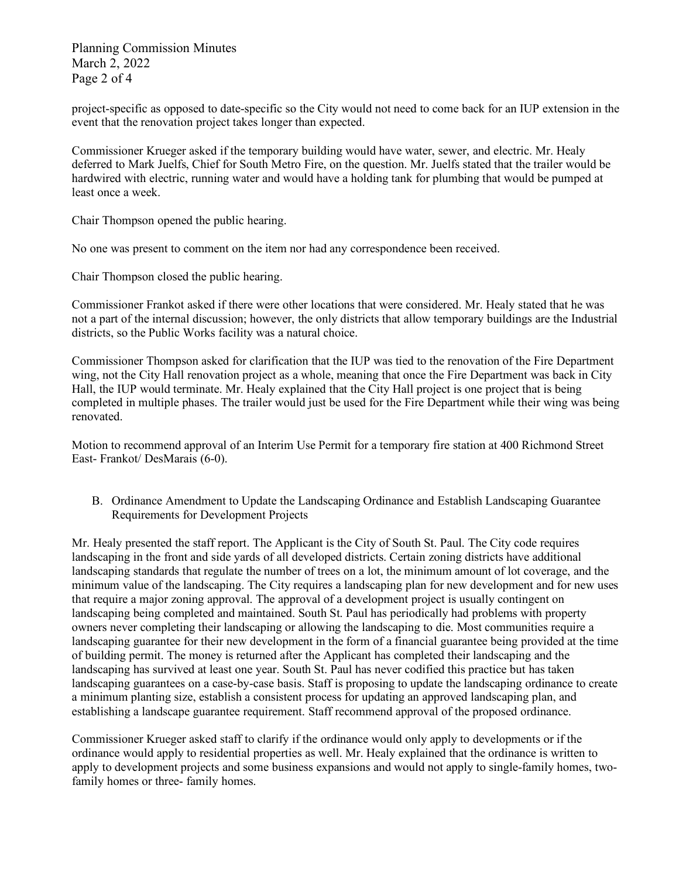project-specific as opposed to date-specific so the City would not need to come back for an IUP extension in the event that the renovation project takes longer than expected.

Commissioner Krueger asked if the temporary building would have water, sewer, and electric. Mr. Healy deferred to Mark Juelfs, Chief for South Metro Fire, on the question. Mr. Juelfs stated that the trailer would be hardwired with electric, running water and would have a holding tank for plumbing that would be pumped at least once a week.

Chair Thompson opened the public hearing.

No one was present to comment on the item nor had any correspondence been received.

Chair Thompson closed the public hearing.

Commissioner Frankot asked if there were other locations that were considered. Mr. Healy stated that he was not a part of the internal discussion; however, the only districts that allow temporary buildings are the Industrial districts, so the Public Works facility was a natural choice.

Commissioner Thompson asked for clarification that the IUP was tied to the renovation of the Fire Department wing, not the City Hall renovation project as a whole, meaning that once the Fire Department was back in City Hall, the IUP would terminate. Mr. Healy explained that the City Hall project is one project that is being completed in multiple phases. The trailer would just be used for the Fire Department while their wing was being renovated.

Motion to recommend approval of an Interim Use Permit for a temporary fire station at 400 Richmond Street East- Frankot/ DesMarais (6-0).

B. Ordinance Amendment to Update the Landscaping Ordinance and Establish Landscaping Guarantee Requirements for Development Projects

Mr. Healy presented the staff report. The Applicant is the City of South St. Paul. The City code requires landscaping in the front and side yards of all developed districts. Certain zoning districts have additional landscaping standards that regulate the number of trees on a lot, the minimum amount of lot coverage, and the minimum value of the landscaping. The City requires a landscaping plan for new development and for new uses that require a major zoning approval. The approval of a development project is usually contingent on landscaping being completed and maintained. South St. Paul has periodically had problems with property owners never completing their landscaping or allowing the landscaping to die. Most communities require a landscaping guarantee for their new development in the form of a financial guarantee being provided at the time of building permit. The money is returned after the Applicant has completed their landscaping and the landscaping has survived at least one year. South St. Paul has never codified this practice but has taken landscaping guarantees on a case-by-case basis. Staff is proposing to update the landscaping ordinance to create a minimum planting size, establish a consistent process for updating an approved landscaping plan, and establishing a landscape guarantee requirement. Staff recommend approval of the proposed ordinance.

Commissioner Krueger asked staff to clarify if the ordinance would only apply to developments or if the ordinance would apply to residential properties as well. Mr. Healy explained that the ordinance is written to apply to development projects and some business expansions and would not apply to single-family homes, two-family homes or three- family homes.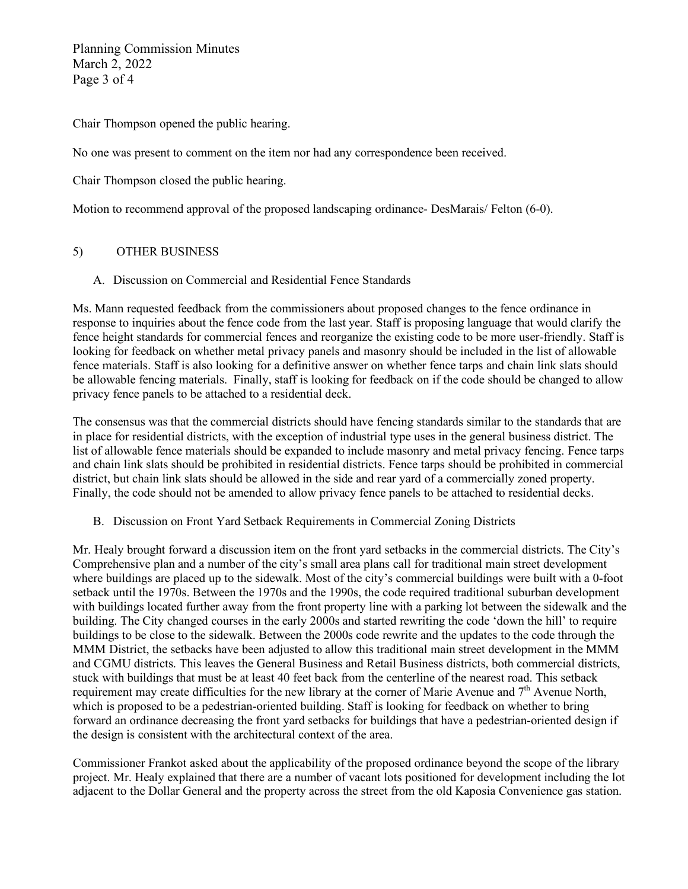Chair Thompson opened the public hearing.

No one was present to comment on the item nor had any correspondence been received.

Chair Thompson closed the public hearing.

Motion to recommend approval of the proposed landscaping ordinance- DesMarais/ Felton (6-0).

## 5) OTHER BUSINESS

### A. Discussion on Commercial and Residential Fence Standards

Ms. Mann requested feedback from the commissioners about proposed changes to the fence ordinance in response to inquiries about the fence code from the last year. Staff is proposing language that would clarify the fence height standards for commercial fences and reorganize the existing code to be more user-friendly. Staff is looking for feedback on whether metal privacy panels and masonry should be included in the list of allowable fence materials. Staff is also looking for a definitive answer on whether fence tarps and chain link slats should be allowable fencing materials. Finally, staff is looking for feedback on if the code should be changed to allow privacy fence panels to be attached to a residential deck.

The consensus was that the commercial districts should have fencing standards similar to the standards that are in place for residential districts, with the exception of industrial type uses in the general business district. The list of allowable fence materials should be expanded to include masonry and metal privacy fencing. Fence tarps and chain link slats should be prohibited in residential districts. Fence tarps should be prohibited in commercial district, but chain link slats should be allowed in the side and rear yard of a commercially zoned property. Finally, the code should not be amended to allow privacy fence panels to be attached to residential decks.

### B. Discussion on Front Yard Setback Requirements in Commercial Zoning Districts

Mr. Healy brought forward a discussion item on the front yard setbacks in the commercial districts. The City's Comprehensive plan and a number of the city's small area plans call for traditional main street development where buildings are placed up to the sidewalk. Most of the city's commercial buildings were built with a 0-foot setback until the 1970s. Between the 1970s and the 1990s, the code required traditional suburban development with buildings located further away from the front property line with a parking lot between the sidewalk and the building. The City changed courses in the early 2000s and started rewriting the code 'down the hill' to require buildings to be close to the sidewalk. Between the 2000s code rewrite and the updates to the code through the MMM District, the setbacks have been adjusted to allow this traditional main street development in the MMM and CGMU districts. This leaves the General Business and Retail Business districts, both commercial districts, stuck with buildings that must be at least 40 feet back from the centerline of the nearest road. This setback requirement may create difficulties for the new library at the corner of Marie Avenue and 7th Avenue North, which is proposed to be a pedestrian-oriented building. Staff is looking for feedback on whether to bring forward an ordinance decreasing the front yard setbacks for buildings that have a pedestrian-oriented design if the design is consistent with the architectural context of the area.

Commissioner Frankot asked about the applicability of the proposed ordinance beyond the scope of the library project. Mr. Healy explained that there are a number of vacant lots positioned for development including the lot adjacent to the Dollar General and the property across the street from the old Kaposia Convenience gas station.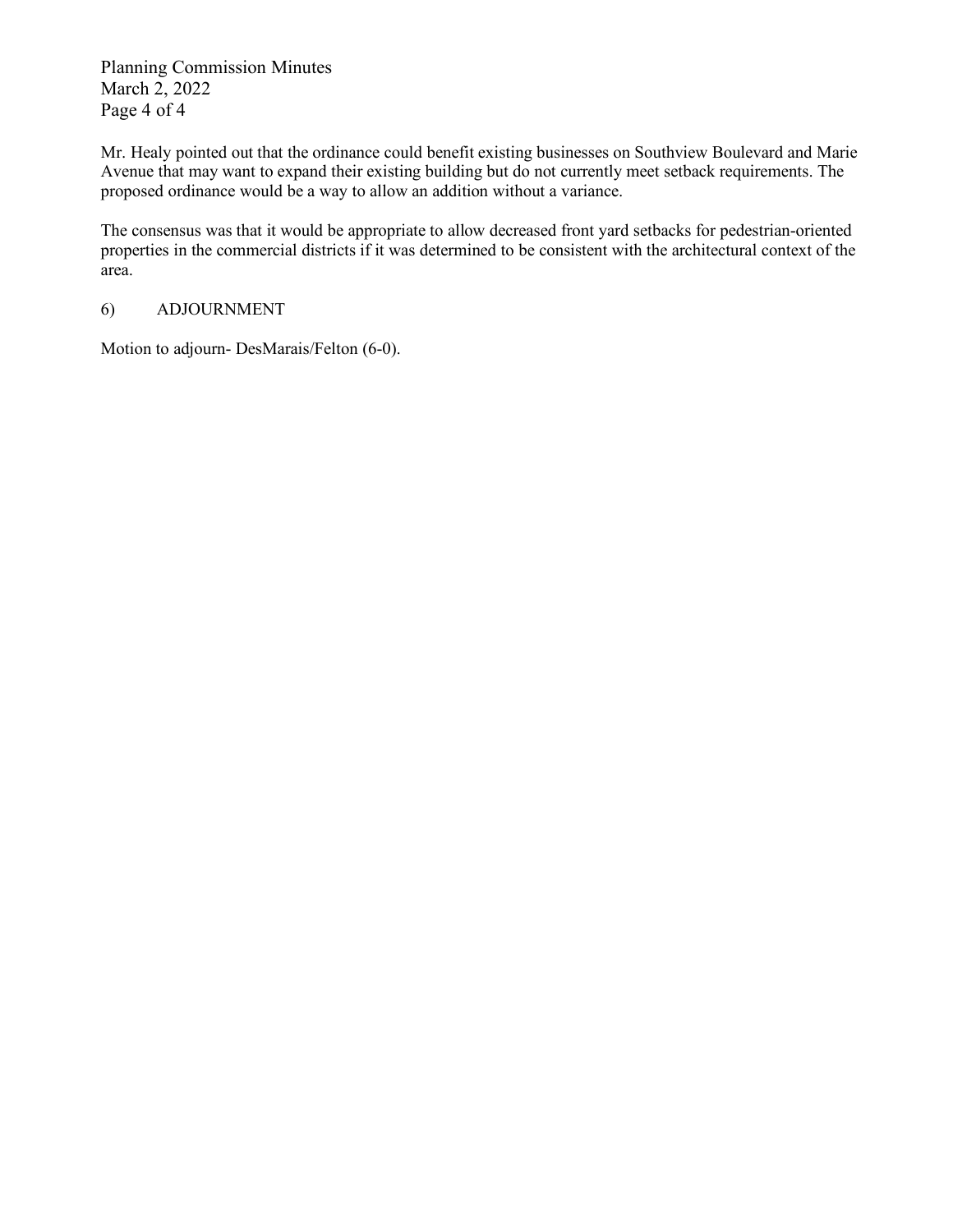Mr. Healy pointed out that the ordinance could benefit existing businesses on Southview Boulevard and Marie Avenue that may want to expand their existing building but do not currently meet setback requirements. The proposed ordinance would be a way to allow an addition without a variance.

The consensus was that it would be appropriate to allow decreased front yard setbacks for pedestrian-oriented properties in the commercial districts if it was determined to be consistent with the architectural context of the area.

## 6) ADJOURNMENT

Motion to adjourn- DesMarais/Felton (6-0).